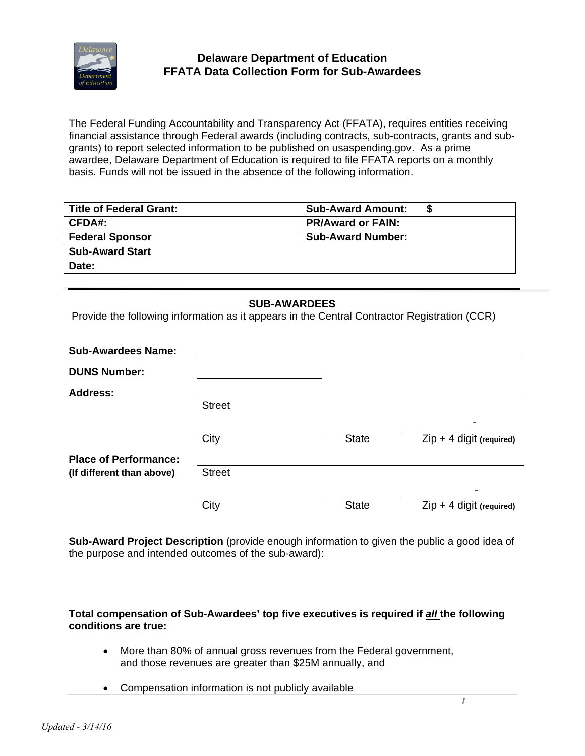# Delaware Department of Education
## FFATA Data Collection Form for Sub-Awardees

The Federal Funding Accountability and Transparency Act (FFATA), requires entities receiving financial assistance through Federal awards (including contracts, sub-contracts, grants and sub-grants) to report selected information to be published on usaspending.gov. As a prime awardee, Delaware Department of Education is required to file FFATA reports on a monthly basis. Funds will not be issued in the absence of the following information.

| **Title of Federal Grant:** | **Sub-Award Amount: $** |
|---|---|
| **CFDA#:** | **PR/Award or FAIN:** |
| **Federal Sponsor** | **Sub-Award Number:** |
| **Sub-Award Start Date:** | |

---

### SUB-AWARDEES

Provide the following information as it appears in the Central Contractor Registration (CCR)

**Sub-Awardees Name:** ______________________________

**DUNS Number:** ______________

**Address:** ______________________________
Street

______________ ______ ________-____
City State Zip + 4 digit **(required)**

**Place of Performance:**
**(If different than above)** ______________________________
Street

______________ ______ ________-____
City State Zip + 4 digit **(required)**

**Sub-Award Project Description** (provide enough information to given the public a good idea of the purpose and intended outcomes of the sub-award):

**Total compensation of Sub-Awardees' top five executives is required if *all* the following conditions are true:**

- More than 80% of annual gross revenues from the Federal government, and those revenues are greater than $25M annually, and
- Compensation information is not publicly available

*Updated - 3/14/16*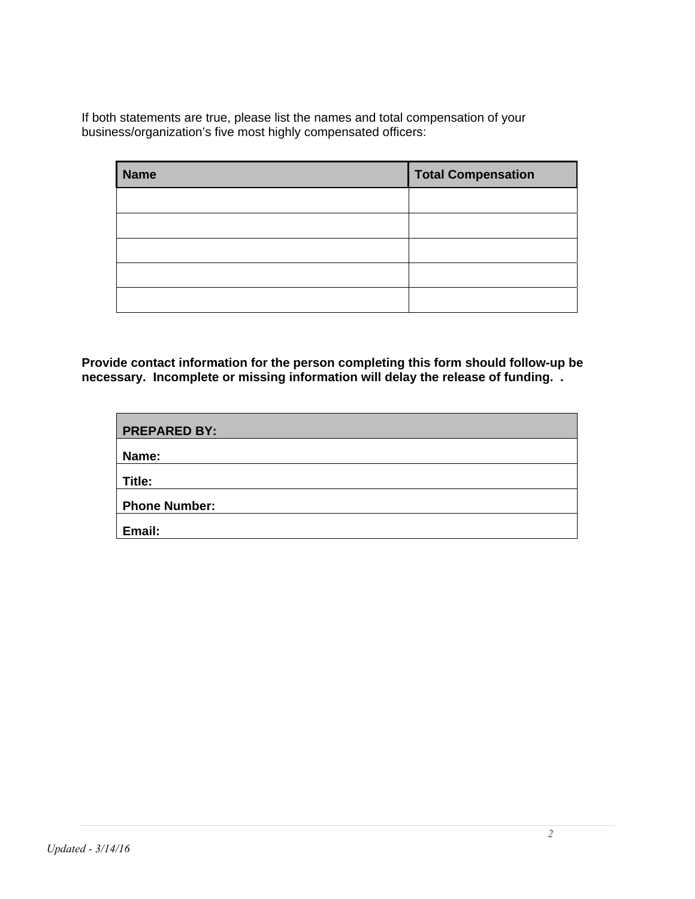If both statements are true, please list the names and total compensation of your business/organization's five most highly compensated officers:

| Name | Total Compensation |
|---|---|
| | |
| | |
| | |
| | |
| | |

**Provide contact information for the person completing this form should follow-up be necessary. Incomplete or missing information will delay the release of funding. .**

| PREPARED BY: |
|---|
| **Name:** |
| **Title:** |
| **Phone Number:** |
| **Email:** |

*Updated - 3/14/16*